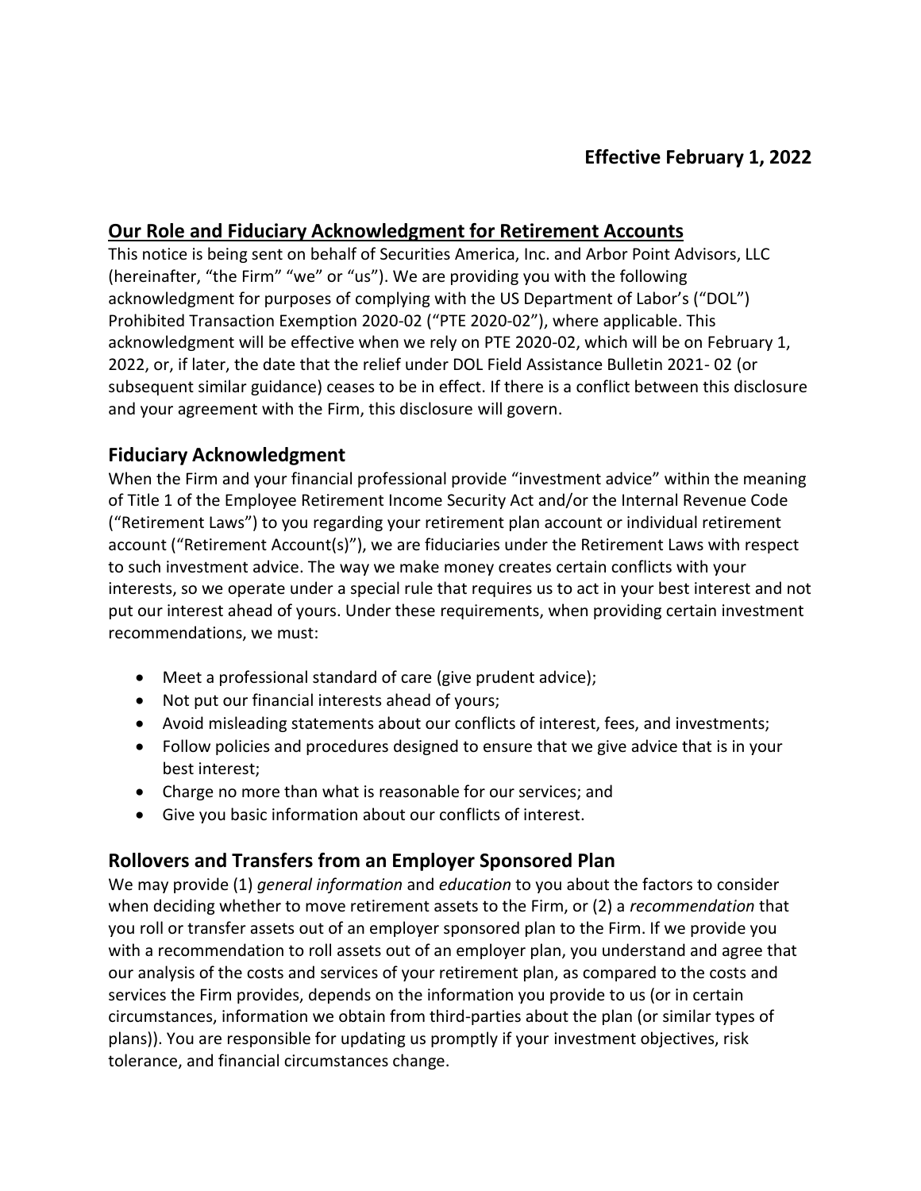**Effective February 1, 2022**

## Our Role and Fiduciary Acknowledgment for Retirement Accounts

This notice is being sent on behalf of Securities America, Inc. and Arbor Point Advisors, LLC (hereinafter, "the Firm" "we" or "us"). We are providing you with the following acknowledgment for purposes of complying with the US Department of Labor's ("DOL") Prohibited Transaction Exemption 2020-02 ("PTE 2020-02"), where applicable. This acknowledgment will be effective when we rely on PTE 2020-02, which will be on February 1, 2022, or, if later, the date that the relief under DOL Field Assistance Bulletin 2021- 02 (or subsequent similar guidance) ceases to be in effect. If there is a conflict between this disclosure and your agreement with the Firm, this disclosure will govern.

## Fiduciary Acknowledgment

When the Firm and your financial professional provide "investment advice" within the meaning of Title 1 of the Employee Retirement Income Security Act and/or the Internal Revenue Code ("Retirement Laws") to you regarding your retirement plan account or individual retirement account ("Retirement Account(s)"), we are fiduciaries under the Retirement Laws with respect to such investment advice. The way we make money creates certain conflicts with your interests, so we operate under a special rule that requires us to act in your best interest and not put our interest ahead of yours. Under these requirements, when providing certain investment recommendations, we must:

- Meet a professional standard of care (give prudent advice);
- Not put our financial interests ahead of yours;
- Avoid misleading statements about our conflicts of interest, fees, and investments;
- Follow policies and procedures designed to ensure that we give advice that is in your best interest;
- Charge no more than what is reasonable for our services; and
- Give you basic information about our conflicts of interest.

## Rollovers and Transfers from an Employer Sponsored Plan

We may provide (1) *general information* and *education* to you about the factors to consider when deciding whether to move retirement assets to the Firm, or (2) a *recommendation* that you roll or transfer assets out of an employer sponsored plan to the Firm. If we provide you with a recommendation to roll assets out of an employer plan, you understand and agree that our analysis of the costs and services of your retirement plan, as compared to the costs and services the Firm provides, depends on the information you provide to us (or in certain circumstances, information we obtain from third-parties about the plan (or similar types of plans)). You are responsible for updating us promptly if your investment objectives, risk tolerance, and financial circumstances change.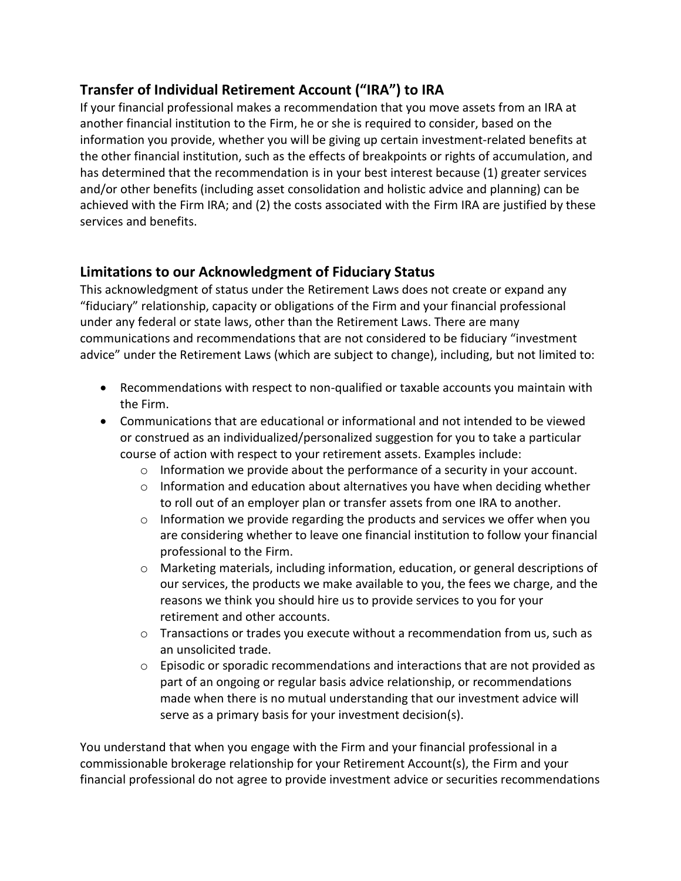## Transfer of Individual Retirement Account ("IRA") to IRA

If your financial professional makes a recommendation that you move assets from an IRA at another financial institution to the Firm, he or she is required to consider, based on the information you provide, whether you will be giving up certain investment-related benefits at the other financial institution, such as the effects of breakpoints or rights of accumulation, and has determined that the recommendation is in your best interest because (1) greater services and/or other benefits (including asset consolidation and holistic advice and planning) can be achieved with the Firm IRA; and (2) the costs associated with the Firm IRA are justified by these services and benefits.

## Limitations to our Acknowledgment of Fiduciary Status

This acknowledgment of status under the Retirement Laws does not create or expand any "fiduciary" relationship, capacity or obligations of the Firm and your financial professional under any federal or state laws, other than the Retirement Laws. There are many communications and recommendations that are not considered to be fiduciary "investment advice" under the Retirement Laws (which are subject to change), including, but not limited to:

- Recommendations with respect to non-qualified or taxable accounts you maintain with the Firm.
- Communications that are educational or informational and not intended to be viewed or construed as an individualized/personalized suggestion for you to take a particular course of action with respect to your retirement assets. Examples include:
  - Information we provide about the performance of a security in your account.
  - Information and education about alternatives you have when deciding whether to roll out of an employer plan or transfer assets from one IRA to another.
  - Information we provide regarding the products and services we offer when you are considering whether to leave one financial institution to follow your financial professional to the Firm.
  - Marketing materials, including information, education, or general descriptions of our services, the products we make available to you, the fees we charge, and the reasons we think you should hire us to provide services to you for your retirement and other accounts.
  - Transactions or trades you execute without a recommendation from us, such as an unsolicited trade.
  - Episodic or sporadic recommendations and interactions that are not provided as part of an ongoing or regular basis advice relationship, or recommendations made when there is no mutual understanding that our investment advice will serve as a primary basis for your investment decision(s).

You understand that when you engage with the Firm and your financial professional in a commissionable brokerage relationship for your Retirement Account(s), the Firm and your financial professional do not agree to provide investment advice or securities recommendations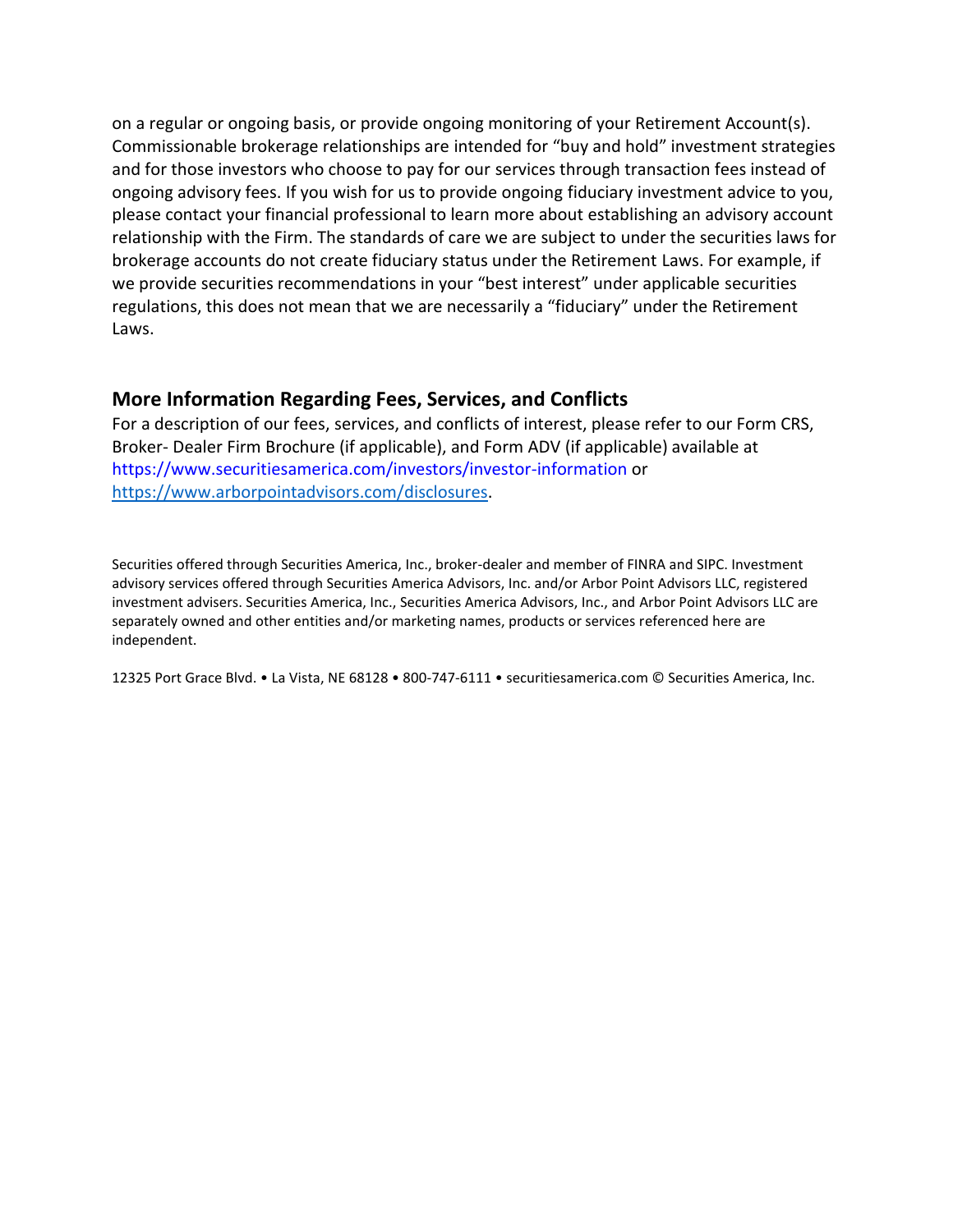on a regular or ongoing basis, or provide ongoing monitoring of your Retirement Account(s). Commissionable brokerage relationships are intended for "buy and hold" investment strategies and for those investors who choose to pay for our services through transaction fees instead of ongoing advisory fees. If you wish for us to provide ongoing fiduciary investment advice to you, please contact your financial professional to learn more about establishing an advisory account relationship with the Firm. The standards of care we are subject to under the securities laws for brokerage accounts do not create fiduciary status under the Retirement Laws. For example, if we provide securities recommendations in your "best interest" under applicable securities regulations, this does not mean that we are necessarily a "fiduciary" under the Retirement Laws.

## More Information Regarding Fees, Services, and Conflicts

For a description of our fees, services, and conflicts of interest, please refer to our Form CRS, Broker- Dealer Firm Brochure (if applicable), and Form ADV (if applicable) available at https://www.securitiesamerica.com/investors/investor-information or https://www.arborpointadvisors.com/disclosures.

Securities offered through Securities America, Inc., broker-dealer and member of FINRA and SIPC. Investment advisory services offered through Securities America Advisors, Inc. and/or Arbor Point Advisors LLC, registered investment advisers. Securities America, Inc., Securities America Advisors, Inc., and Arbor Point Advisors LLC are separately owned and other entities and/or marketing names, products or services referenced here are independent.

12325 Port Grace Blvd. • La Vista, NE 68128 • 800-747-6111 • securitiesamerica.com © Securities America, Inc.